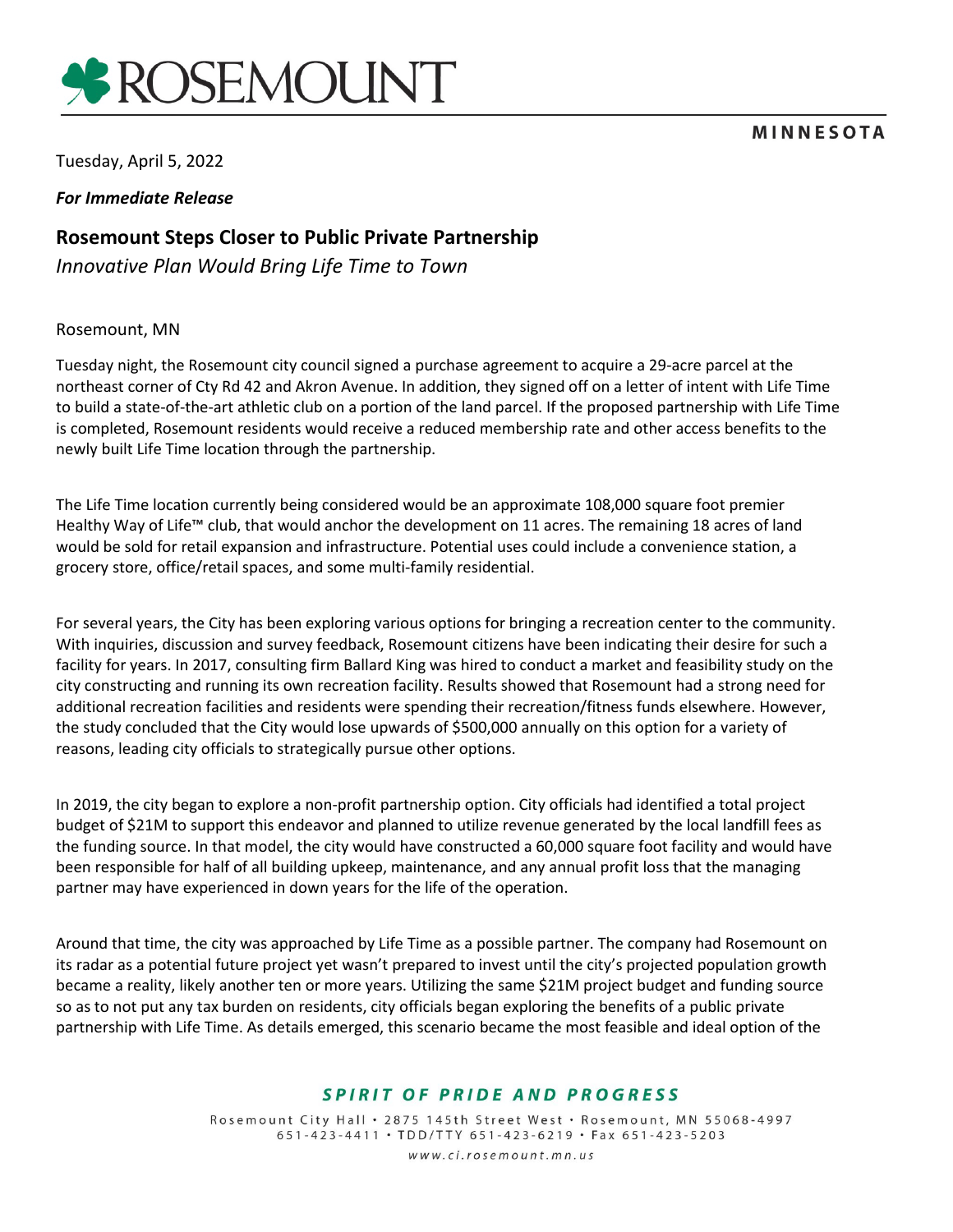# ROSEMOUNT

MINNESOTA

Tuesday, April 5, 2022

***For Immediate Release***

## Rosemount Steps Closer to Public Private Partnership

*Innovative Plan Would Bring Life Time to Town*

Rosemount, MN

Tuesday night, the Rosemount city council signed a purchase agreement to acquire a 29-acre parcel at the northeast corner of Cty Rd 42 and Akron Avenue. In addition, they signed off on a letter of intent with Life Time to build a state-of-the-art athletic club on a portion of the land parcel. If the proposed partnership with Life Time is completed, Rosemount residents would receive a reduced membership rate and other access benefits to the newly built Life Time location through the partnership.

The Life Time location currently being considered would be an approximate 108,000 square foot premier Healthy Way of Life™ club, that would anchor the development on 11 acres. The remaining 18 acres of land would be sold for retail expansion and infrastructure. Potential uses could include a convenience station, a grocery store, office/retail spaces, and some multi-family residential.

For several years, the City has been exploring various options for bringing a recreation center to the community. With inquiries, discussion and survey feedback, Rosemount citizens have been indicating their desire for such a facility for years. In 2017, consulting firm Ballard King was hired to conduct a market and feasibility study on the city constructing and running its own recreation facility. Results showed that Rosemount had a strong need for additional recreation facilities and residents were spending their recreation/fitness funds elsewhere. However, the study concluded that the City would lose upwards of $500,000 annually on this option for a variety of reasons, leading city officials to strategically pursue other options.

In 2019, the city began to explore a non-profit partnership option. City officials had identified a total project budget of $21M to support this endeavor and planned to utilize revenue generated by the local landfill fees as the funding source. In that model, the city would have constructed a 60,000 square foot facility and would have been responsible for half of all building upkeep, maintenance, and any annual profit loss that the managing partner may have experienced in down years for the life of the operation.

Around that time, the city was approached by Life Time as a possible partner. The company had Rosemount on its radar as a potential future project yet wasn't prepared to invest until the city's projected population growth became a reality, likely another ten or more years. Utilizing the same $21M project budget and funding source so as to not put any tax burden on residents, city officials began exploring the benefits of a public private partnership with Life Time. As details emerged, this scenario became the most feasible and ideal option of the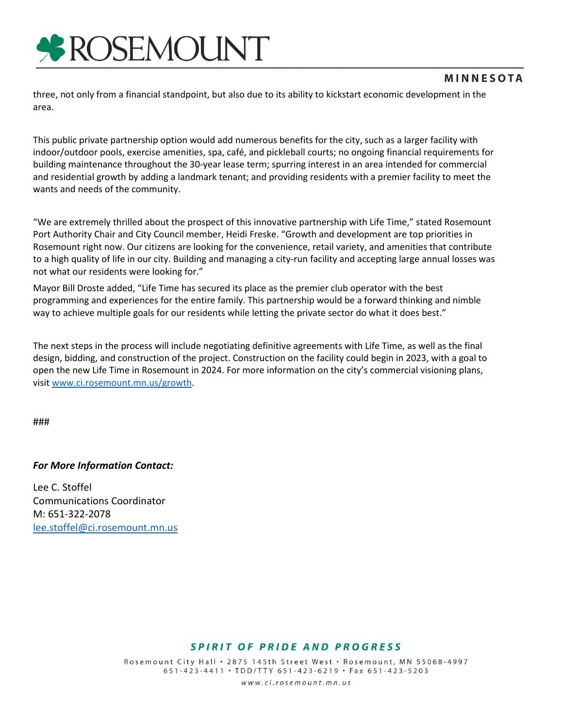three, not only from a financial standpoint, but also due to its ability to kickstart economic development in the area.

This public private partnership option would add numerous benefits for the city, such as a larger facility with indoor/outdoor pools, exercise amenities, spa, café, and pickleball courts; no ongoing financial requirements for building maintenance throughout the 30-year lease term; spurring interest in an area intended for commercial and residential growth by adding a landmark tenant; and providing residents with a premier facility to meet the wants and needs of the community.

"We are extremely thrilled about the prospect of this innovative partnership with Life Time," stated Rosemount Port Authority Chair and City Council member, Heidi Freske. "Growth and development are top priorities in Rosemount right now. Our citizens are looking for the convenience, retail variety, and amenities that contribute to a high quality of life in our city. Building and managing a city-run facility and accepting large annual losses was not what our residents were looking for."

Mayor Bill Droste added, "Life Time has secured its place as the premier club operator with the best programming and experiences for the entire family. This partnership would be a forward thinking and nimble way to achieve multiple goals for our residents while letting the private sector do what it does best."

The next steps in the process will include negotiating definitive agreements with Life Time, as well as the final design, bidding, and construction of the project. Construction on the facility could begin in 2023, with a goal to open the new Life Time in Rosemount in 2024. For more information on the city's commercial visioning plans, visit [www.ci.rosemount.mn.us/growth](http://www.ci.rosemount.mn.us/growth).

###

***For More Information Contact:***

Lee C. Stoffel
Communications Coordinator
M: 651-322-2078
[lee.stoffel@ci.rosemount.mn.us](mailto:lee.stoffel@ci.rosemount.mn.us)